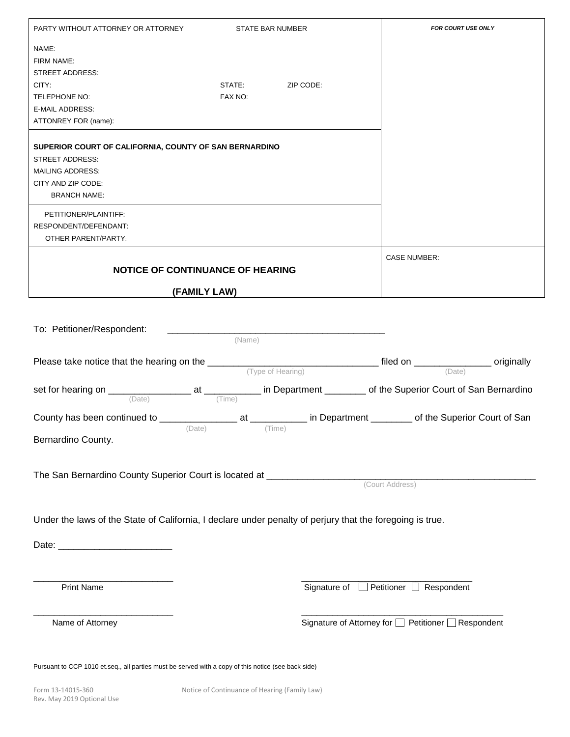| PARTY WITHOUT ATTORNEY OR ATTORNEY | STATE BAR NUMBER | | *FOR COURT USE ONLY* |
|---|---|---|---|
| NAME: | | | |
| FIRM NAME: | | | |
| STREET ADDRESS: | | | |
| CITY: | STATE: | ZIP CODE: | |
| TELEPHONE NO: | FAX NO: | | |
| E-MAIL ADDRESS: | | | |
| ATTONREY FOR (name): | | | |
| **SUPERIOR COURT OF CALIFORNIA, COUNTY OF SAN BERNARDINO** | | | |
| STREET ADDRESS: | | | |
| MAILING ADDRESS: | | | |
| CITY AND ZIP CODE: | | | |
| BRANCH NAME: | | | |
| PETITIONER/PLAINTIFF: | | | |
| RESPONDENT/DEFENDANT: | | | |
| OTHER PARENT/PARTY: | | | |
| **NOTICE OF CONTINUANCE OF HEARING (FAMILY LAW)** | | | CASE NUMBER: |

To: Petitioner/Respondent: ___________________________________________
(Name)

Please take notice that the hearing on the ________________________________ filed on ______________ originally
(Type of Hearing) (Date)

set for hearing on ________________ at ___________ in Department ________ of the Superior Court of San Bernardino
(Date) (Time)

County has been continued to _______________ at ___________ in Department ________ of the Superior Court of San
(Date) (Time)

Bernardino County.

The San Bernardino County Superior Court is located at _____________________________________________________
(Court Address)

Under the laws of the State of California, I declare under penalty of perjury that the foregoing is true.

Date: ______________________

____________________________
Print Name

____________________________
Signature of ☐ Petitioner ☐ Respondent

____________________________
Name of Attorney

____________________________
Signature of Attorney for ☐ Petitioner ☐ Respondent

Pursuant to CCP 1010 et.seq., all parties must be served with a copy of this notice (see back side)

Form 13-14015-360
Rev. May 2019 Optional Use

Notice of Continuance of Hearing (Family Law)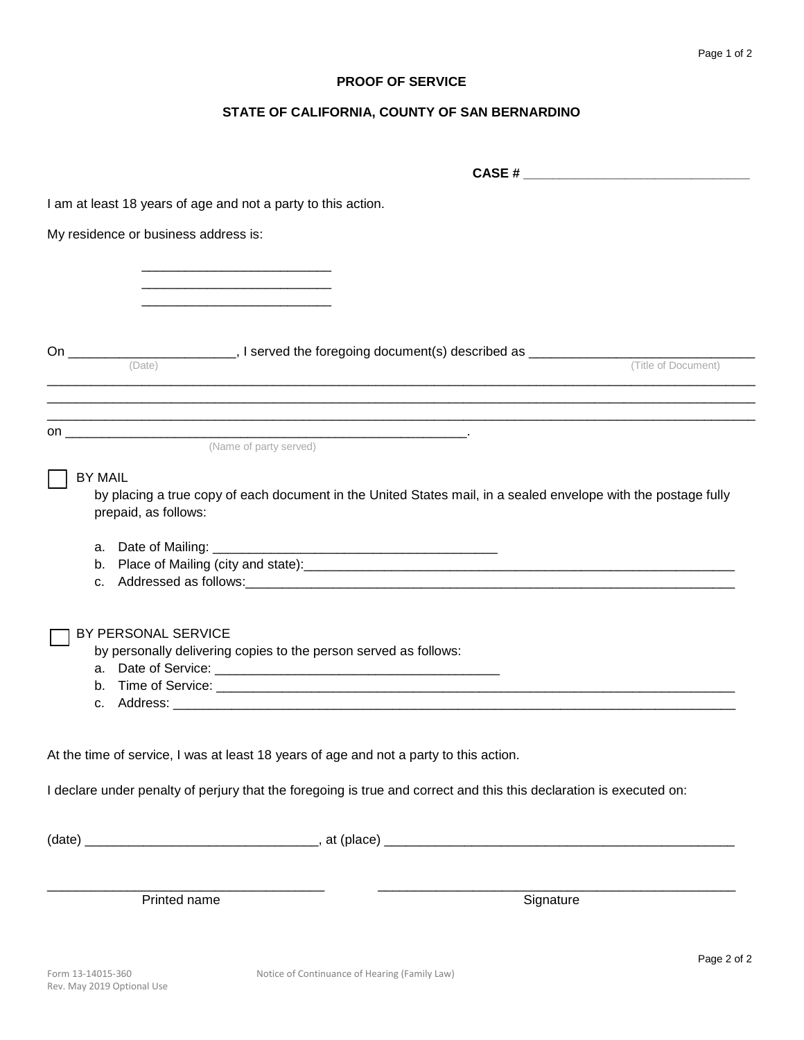**PROOF OF SERVICE**

**STATE OF CALIFORNIA, COUNTY OF SAN BERNARDINO**

**CASE #** ______________________________

I am at least 18 years of age and not a party to this action.

My residence or business address is:

_________________________
_________________________
_________________________

On ______________________, I served the foregoing document(s) described as ______________________________
(Date) (Title of Document)
_____________________________________________________________________________________________
_____________________________________________________________________________________________
_____________________________________________________________________________________________
on ____________________________________________________.
(Name of party served)

☐ BY MAIL
by placing a true copy of each document in the United States mail, in a sealed envelope with the postage fully prepaid, as follows:

a. Date of Mailing: _____________________________________
b. Place of Mailing (city and state):_______________________________________________________
c. Addressed as follows:_______________________________________________________________

☐ BY PERSONAL SERVICE
by personally delivering copies to the person served as follows:
a. Date of Service: _____________________________________
b. Time of Service: _____________________________________________________________________
c. Address: __________________________________________________________________________

At the time of service, I was at least 18 years of age and not a party to this action.

I declare under penalty of perjury that the foregoing is true and correct and this this declaration is executed on:

(date) _____________________________, at (place) _______________________________________________

_____________________________________ _______________________________________________
Printed name Signature

Form 13-14015-360
Rev. May 2019 Optional Use

Notice of Continuance of Hearing (Family Law)